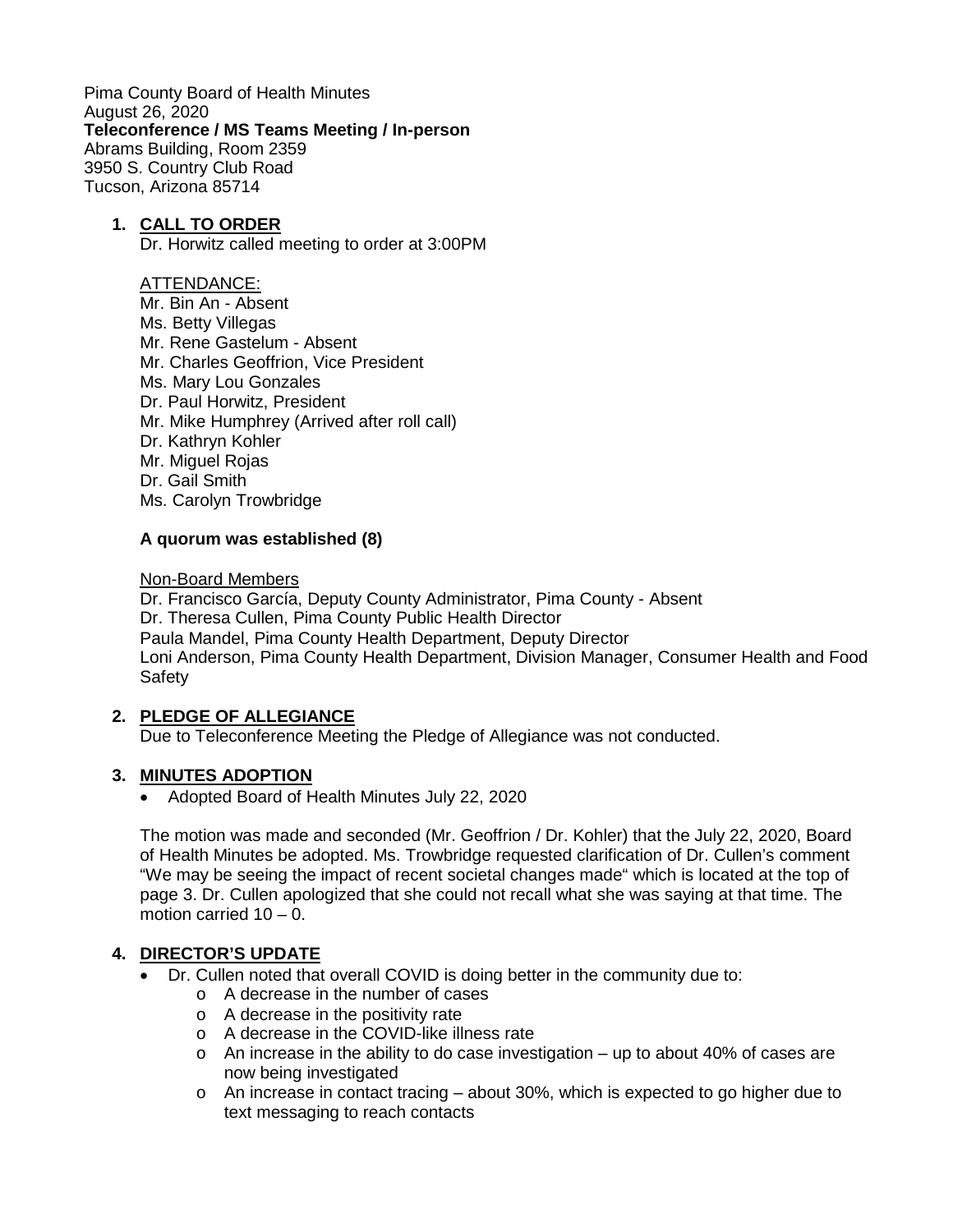Pima County Board of Health Minutes
August 26, 2020
**Teleconference / MS Teams Meeting / In-person**
Abrams Building, Room 2359
3950 S. Country Club Road
Tucson, Arizona 85714

1. **CALL TO ORDER**
   Dr. Horwitz called meeting to order at 3:00PM

   ATTENDANCE:
   Mr. Bin An - Absent
   Ms. Betty Villegas
   Mr. Rene Gastelum - Absent
   Mr. Charles Geoffrion, Vice President
   Ms. Mary Lou Gonzales
   Dr. Paul Horwitz, President
   Mr. Mike Humphrey (Arrived after roll call)
   Dr. Kathryn Kohler
   Mr. Miguel Rojas
   Dr. Gail Smith
   Ms. Carolyn Trowbridge

   **A quorum was established (8)**

   Non-Board Members
   Dr. Francisco García, Deputy County Administrator, Pima County - Absent
   Dr. Theresa Cullen, Pima County Public Health Director
   Paula Mandel, Pima County Health Department, Deputy Director
   Loni Anderson, Pima County Health Department, Division Manager, Consumer Health and Food Safety

2. **PLEDGE OF ALLEGIANCE**
   Due to Teleconference Meeting the Pledge of Allegiance was not conducted.

3. **MINUTES ADOPTION**
   - Adopted Board of Health Minutes July 22, 2020

   The motion was made and seconded (Mr. Geoffrion / Dr. Kohler) that the July 22, 2020, Board of Health Minutes be adopted. Ms. Trowbridge requested clarification of Dr. Cullen's comment "We may be seeing the impact of recent societal changes made" which is located at the top of page 3. Dr. Cullen apologized that she could not recall what she was saying at that time. The motion carried 10 – 0.

4. **DIRECTOR'S UPDATE**
   - Dr. Cullen noted that overall COVID is doing better in the community due to:
     - A decrease in the number of cases
     - A decrease in the positivity rate
     - A decrease in the COVID-like illness rate
     - An increase in the ability to do case investigation – up to about 40% of cases are now being investigated
     - An increase in contact tracing – about 30%, which is expected to go higher due to text messaging to reach contacts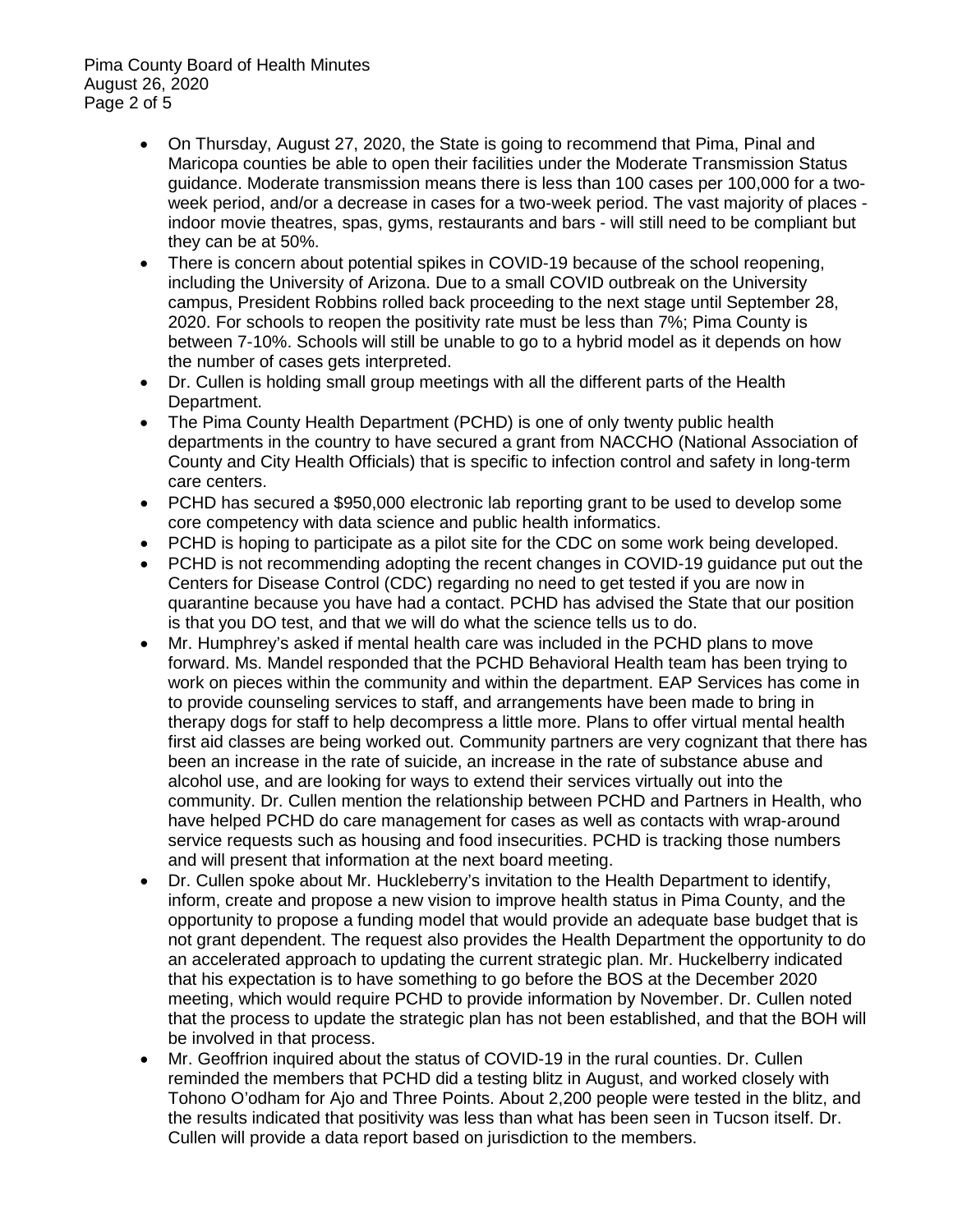- On Thursday, August 27, 2020, the State is going to recommend that Pima, Pinal and Maricopa counties be able to open their facilities under the Moderate Transmission Status guidance. Moderate transmission means there is less than 100 cases per 100,000 for a two-week period, and/or a decrease in cases for a two-week period. The vast majority of places - indoor movie theatres, spas, gyms, restaurants and bars - will still need to be compliant but they can be at 50%.
- There is concern about potential spikes in COVID-19 because of the school reopening, including the University of Arizona. Due to a small COVID outbreak on the University campus, President Robbins rolled back proceeding to the next stage until September 28, 2020. For schools to reopen the positivity rate must be less than 7%; Pima County is between 7-10%. Schools will still be unable to go to a hybrid model as it depends on how the number of cases gets interpreted.
- Dr. Cullen is holding small group meetings with all the different parts of the Health Department.
- The Pima County Health Department (PCHD) is one of only twenty public health departments in the country to have secured a grant from NACCHO (National Association of County and City Health Officials) that is specific to infection control and safety in long-term care centers.
- PCHD has secured a $950,000 electronic lab reporting grant to be used to develop some core competency with data science and public health informatics.
- PCHD is hoping to participate as a pilot site for the CDC on some work being developed.
- PCHD is not recommending adopting the recent changes in COVID-19 guidance put out the Centers for Disease Control (CDC) regarding no need to get tested if you are now in quarantine because you have had a contact. PCHD has advised the State that our position is that you DO test, and that we will do what the science tells us to do.
- Mr. Humphrey's asked if mental health care was included in the PCHD plans to move forward. Ms. Mandel responded that the PCHD Behavioral Health team has been trying to work on pieces within the community and within the department. EAP Services has come in to provide counseling services to staff, and arrangements have been made to bring in therapy dogs for staff to help decompress a little more. Plans to offer virtual mental health first aid classes are being worked out. Community partners are very cognizant that there has been an increase in the rate of suicide, an increase in the rate of substance abuse and alcohol use, and are looking for ways to extend their services virtually out into the community. Dr. Cullen mention the relationship between PCHD and Partners in Health, who have helped PCHD do care management for cases as well as contacts with wrap-around service requests such as housing and food insecurities. PCHD is tracking those numbers and will present that information at the next board meeting.
- Dr. Cullen spoke about Mr. Huckleberry's invitation to the Health Department to identify, inform, create and propose a new vision to improve health status in Pima County, and the opportunity to propose a funding model that would provide an adequate base budget that is not grant dependent. The request also provides the Health Department the opportunity to do an accelerated approach to updating the current strategic plan. Mr. Huckelberry indicated that his expectation is to have something to go before the BOS at the December 2020 meeting, which would require PCHD to provide information by November. Dr. Cullen noted that the process to update the strategic plan has not been established, and that the BOH will be involved in that process.
- Mr. Geoffrion inquired about the status of COVID-19 in the rural counties. Dr. Cullen reminded the members that PCHD did a testing blitz in August, and worked closely with Tohono O'odham for Ajo and Three Points. About 2,200 people were tested in the blitz, and the results indicated that positivity was less than what has been seen in Tucson itself. Dr. Cullen will provide a data report based on jurisdiction to the members.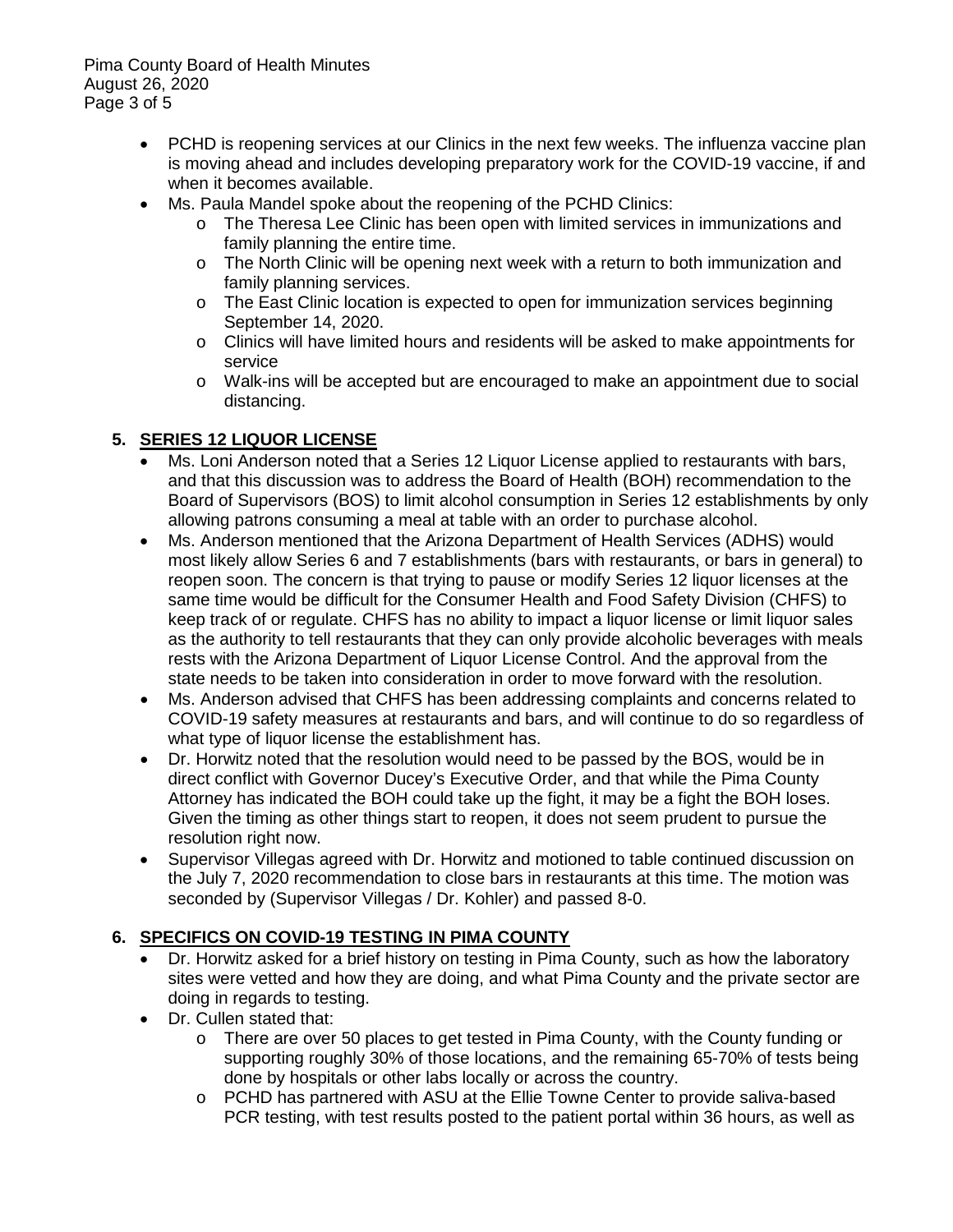- PCHD is reopening services at our Clinics in the next few weeks. The influenza vaccine plan is moving ahead and includes developing preparatory work for the COVID-19 vaccine, if and when it becomes available.
- Ms. Paula Mandel spoke about the reopening of the PCHD Clinics:
  - The Theresa Lee Clinic has been open with limited services in immunizations and family planning the entire time.
  - The North Clinic will be opening next week with a return to both immunization and family planning services.
  - The East Clinic location is expected to open for immunization services beginning September 14, 2020.
  - Clinics will have limited hours and residents will be asked to make appointments for service
  - Walk-ins will be accepted but are encouraged to make an appointment due to social distancing.

## 5. SERIES 12 LIQUOR LICENSE

- Ms. Loni Anderson noted that a Series 12 Liquor License applied to restaurants with bars, and that this discussion was to address the Board of Health (BOH) recommendation to the Board of Supervisors (BOS) to limit alcohol consumption in Series 12 establishments by only allowing patrons consuming a meal at table with an order to purchase alcohol.
- Ms. Anderson mentioned that the Arizona Department of Health Services (ADHS) would most likely allow Series 6 and 7 establishments (bars with restaurants, or bars in general) to reopen soon. The concern is that trying to pause or modify Series 12 liquor licenses at the same time would be difficult for the Consumer Health and Food Safety Division (CHFS) to keep track of or regulate. CHFS has no ability to impact a liquor license or limit liquor sales as the authority to tell restaurants that they can only provide alcoholic beverages with meals rests with the Arizona Department of Liquor License Control. And the approval from the state needs to be taken into consideration in order to move forward with the resolution.
- Ms. Anderson advised that CHFS has been addressing complaints and concerns related to COVID-19 safety measures at restaurants and bars, and will continue to do so regardless of what type of liquor license the establishment has.
- Dr. Horwitz noted that the resolution would need to be passed by the BOS, would be in direct conflict with Governor Ducey's Executive Order, and that while the Pima County Attorney has indicated the BOH could take up the fight, it may be a fight the BOH loses. Given the timing as other things start to reopen, it does not seem prudent to pursue the resolution right now.
- Supervisor Villegas agreed with Dr. Horwitz and motioned to table continued discussion on the July 7, 2020 recommendation to close bars in restaurants at this time. The motion was seconded by (Supervisor Villegas / Dr. Kohler) and passed 8-0.

## 6. SPECIFICS ON COVID-19 TESTING IN PIMA COUNTY

- Dr. Horwitz asked for a brief history on testing in Pima County, such as how the laboratory sites were vetted and how they are doing, and what Pima County and the private sector are doing in regards to testing.
- Dr. Cullen stated that:
  - There are over 50 places to get tested in Pima County, with the County funding or supporting roughly 30% of those locations, and the remaining 65-70% of tests being done by hospitals or other labs locally or across the country.
  - PCHD has partnered with ASU at the Ellie Towne Center to provide saliva-based PCR testing, with test results posted to the patient portal within 36 hours, as well as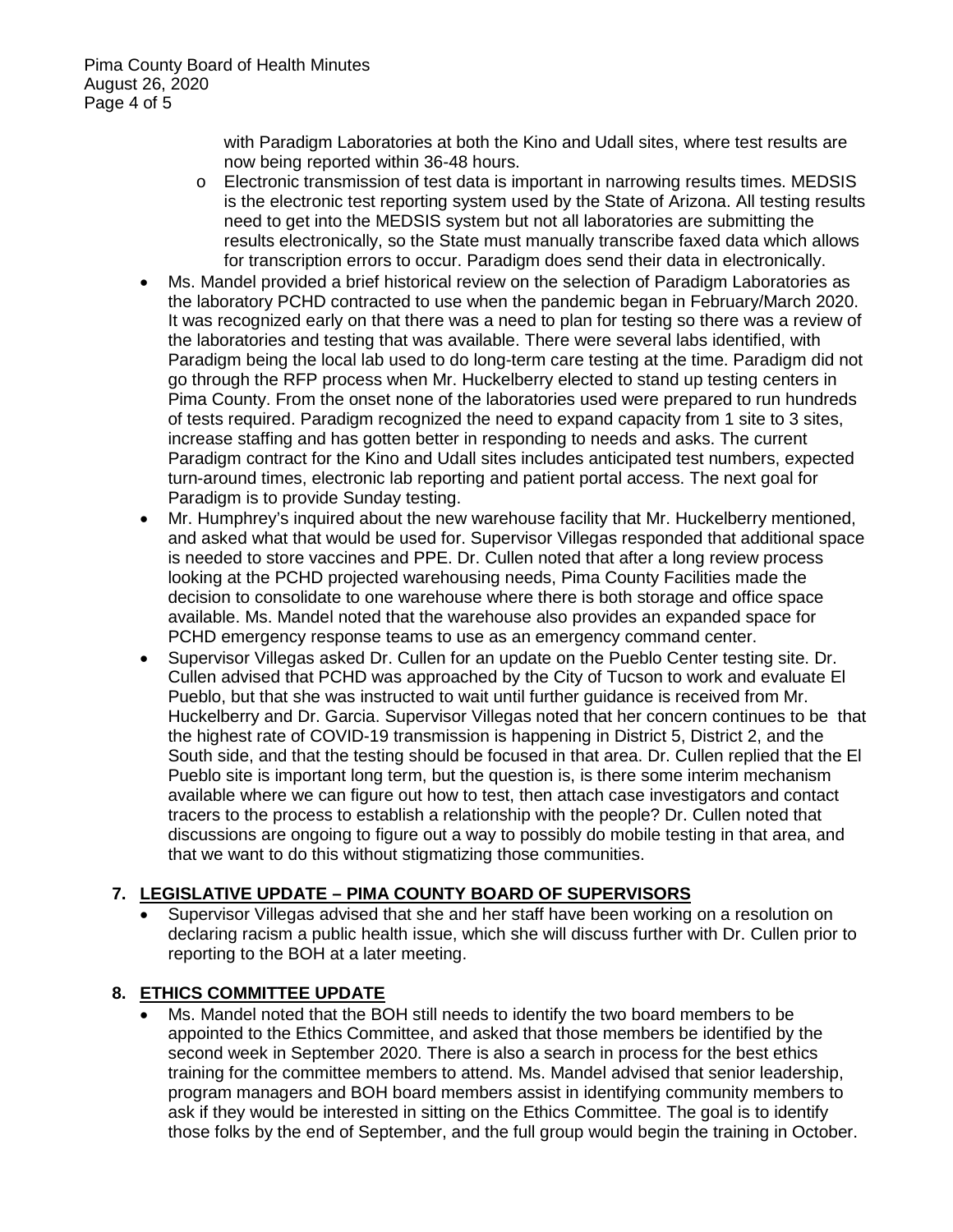with Paradigm Laboratories at both the Kino and Udall sites, where test results are now being reported within 36-48 hours.

    - Electronic transmission of test data is important in narrowing results times. MEDSIS is the electronic test reporting system used by the State of Arizona. All testing results need to get into the MEDSIS system but not all laboratories are submitting the results electronically, so the State must manually transcribe faxed data which allows for transcription errors to occur. Paradigm does send their data in electronically.

- Ms. Mandel provided a brief historical review on the selection of Paradigm Laboratories as the laboratory PCHD contracted to use when the pandemic began in February/March 2020. It was recognized early on that there was a need to plan for testing so there was a review of the laboratories and testing that was available. There were several labs identified, with Paradigm being the local lab used to do long-term care testing at the time. Paradigm did not go through the RFP process when Mr. Huckelberry elected to stand up testing centers in Pima County. From the onset none of the laboratories used were prepared to run hundreds of tests required. Paradigm recognized the need to expand capacity from 1 site to 3 sites, increase staffing and has gotten better in responding to needs and asks. The current Paradigm contract for the Kino and Udall sites includes anticipated test numbers, expected turn-around times, electronic lab reporting and patient portal access. The next goal for Paradigm is to provide Sunday testing.
- Mr. Humphrey's inquired about the new warehouse facility that Mr. Huckelberry mentioned, and asked what that would be used for. Supervisor Villegas responded that additional space is needed to store vaccines and PPE. Dr. Cullen noted that after a long review process looking at the PCHD projected warehousing needs, Pima County Facilities made the decision to consolidate to one warehouse where there is both storage and office space available. Ms. Mandel noted that the warehouse also provides an expanded space for PCHD emergency response teams to use as an emergency command center.
- Supervisor Villegas asked Dr. Cullen for an update on the Pueblo Center testing site. Dr. Cullen advised that PCHD was approached by the City of Tucson to work and evaluate El Pueblo, but that she was instructed to wait until further guidance is received from Mr. Huckelberry and Dr. Garcia. Supervisor Villegas noted that her concern continues to be that the highest rate of COVID-19 transmission is happening in District 5, District 2, and the South side, and that the testing should be focused in that area. Dr. Cullen replied that the El Pueblo site is important long term, but the question is, is there some interim mechanism available where we can figure out how to test, then attach case investigators and contact tracers to the process to establish a relationship with the people? Dr. Cullen noted that discussions are ongoing to figure out a way to possibly do mobile testing in that area, and that we want to do this without stigmatizing those communities.

## 7. LEGISLATIVE UPDATE – PIMA COUNTY BOARD OF SUPERVISORS

- Supervisor Villegas advised that she and her staff have been working on a resolution on declaring racism a public health issue, which she will discuss further with Dr. Cullen prior to reporting to the BOH at a later meeting.

## 8. ETHICS COMMITTEE UPDATE

- Ms. Mandel noted that the BOH still needs to identify the two board members to be appointed to the Ethics Committee, and asked that those members be identified by the second week in September 2020. There is also a search in process for the best ethics training for the committee members to attend. Ms. Mandel advised that senior leadership, program managers and BOH board members assist in identifying community members to ask if they would be interested in sitting on the Ethics Committee. The goal is to identify those folks by the end of September, and the full group would begin the training in October.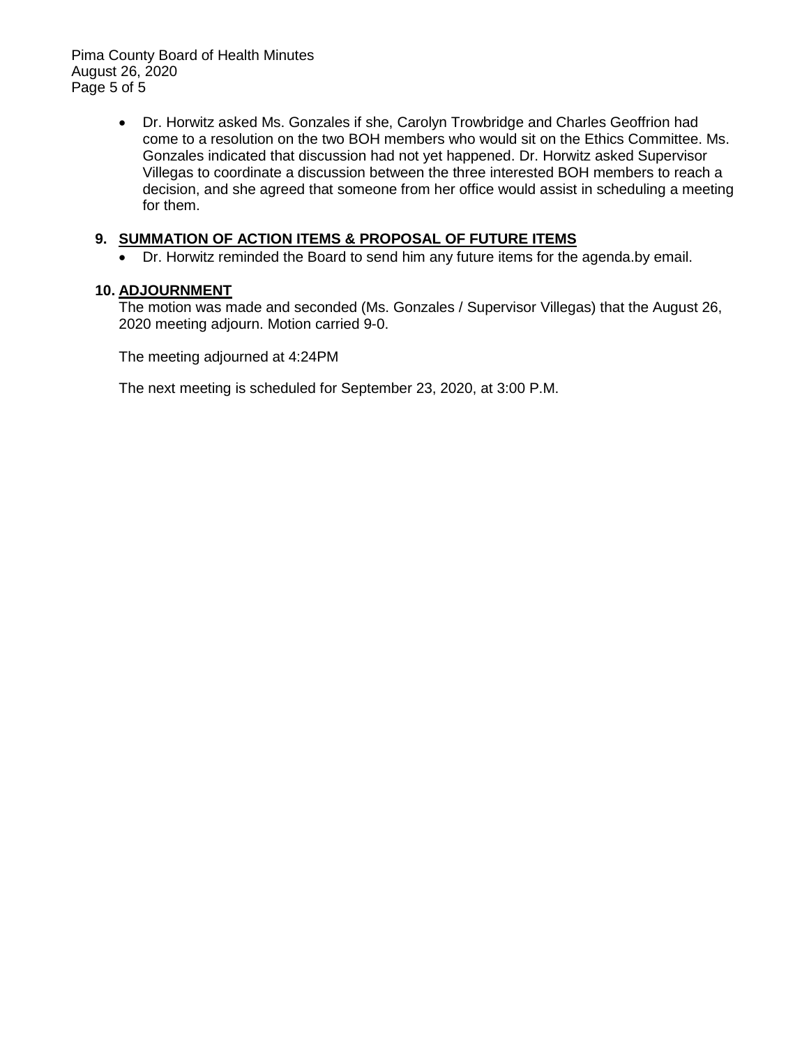- Dr. Horwitz asked Ms. Gonzales if she, Carolyn Trowbridge and Charles Geoffrion had come to a resolution on the two BOH members who would sit on the Ethics Committee. Ms. Gonzales indicated that discussion had not yet happened. Dr. Horwitz asked Supervisor Villegas to coordinate a discussion between the three interested BOH members to reach a decision, and she agreed that someone from her office would assist in scheduling a meeting for them.

## 9. SUMMATION OF ACTION ITEMS & PROPOSAL OF FUTURE ITEMS

- Dr. Horwitz reminded the Board to send him any future items for the agenda.by email.

## 10. ADJOURNMENT

The motion was made and seconded (Ms. Gonzales / Supervisor Villegas) that the August 26, 2020 meeting adjourn. Motion carried 9-0.

The meeting adjourned at 4:24PM

The next meeting is scheduled for September 23, 2020, at 3:00 P.M.